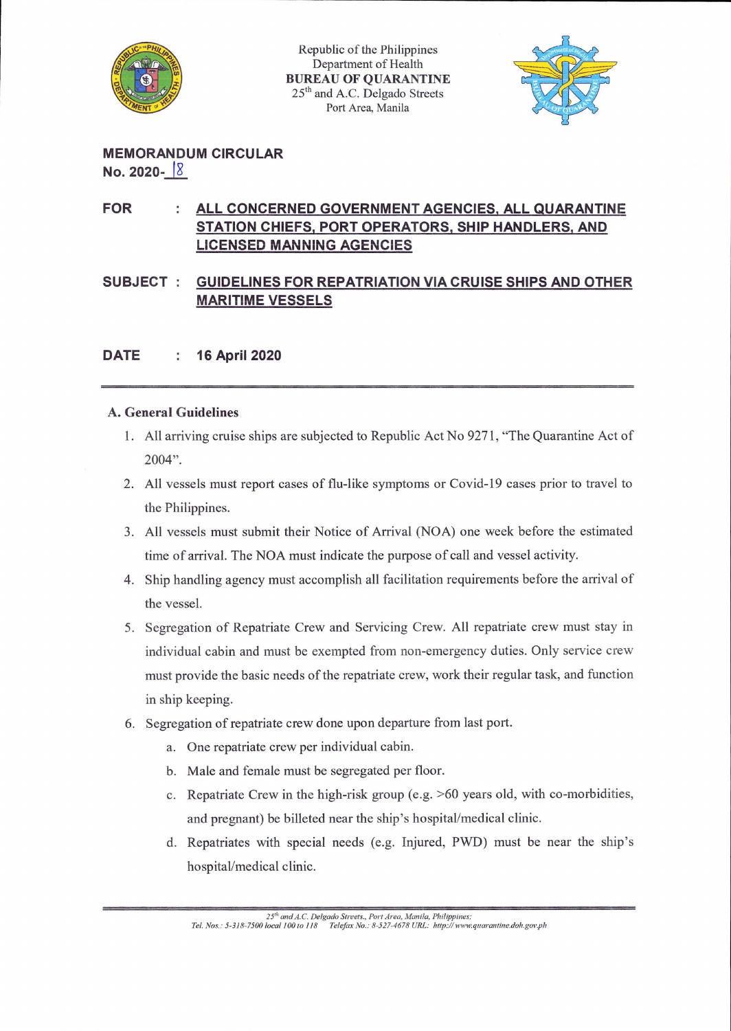Republic of the Philippines
Department of Health
**BUREAU OF QUARANTINE**
25th and A.C. Delgado Streets
Port Area, Manila

**MEMORANDUM CIRCULAR**
**No. 2020-18**

**FOR : ALL CONCERNED GOVERNMENT AGENCIES, ALL QUARANTINE STATION CHIEFS, PORT OPERATORS, SHIP HANDLERS, AND LICENSED MANNING AGENCIES**

**SUBJECT : GUIDELINES FOR REPATRIATION VIA CRUISE SHIPS AND OTHER MARITIME VESSELS**

**DATE : 16 April 2020**

---

## A. General Guidelines

1. All arriving cruise ships are subjected to Republic Act No 9271, "The Quarantine Act of 2004".
2. All vessels must report cases of flu-like symptoms or Covid-19 cases prior to travel to the Philippines.
3. All vessels must submit their Notice of Arrival (NOA) one week before the estimated time of arrival. The NOA must indicate the purpose of call and vessel activity.
4. Ship handling agency must accomplish all facilitation requirements before the arrival of the vessel.
5. Segregation of Repatriate Crew and Servicing Crew. All repatriate crew must stay in individual cabin and must be exempted from non-emergency duties. Only service crew must provide the basic needs of the repatriate crew, work their regular task, and function in ship keeping.
6. Segregation of repatriate crew done upon departure from last port.
   a. One repatriate crew per individual cabin.
   b. Male and female must be segregated per floor.
   c. Repatriate Crew in the high-risk group (e.g. >60 years old, with co-morbidities, and pregnant) be billeted near the ship's hospital/medical clinic.
   d. Repatriates with special needs (e.g. Injured, PWD) must be near the ship's hospital/medical clinic.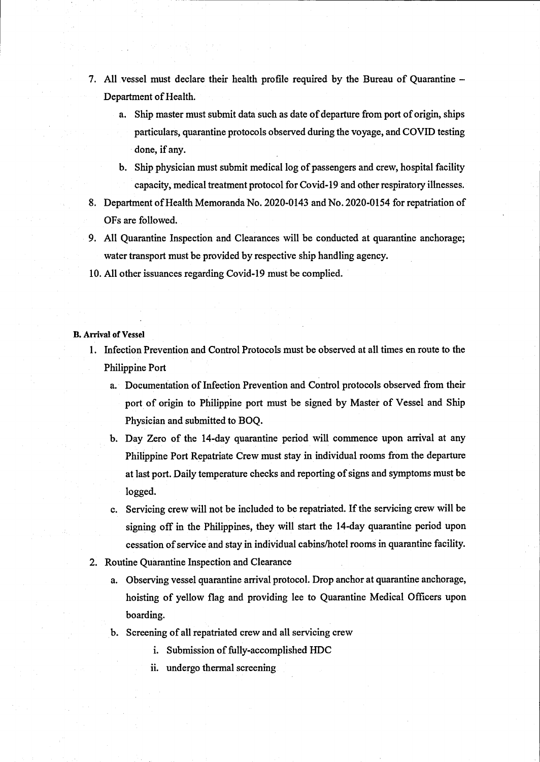7. All vessel must declare their health profile required by the Bureau of Quarantine – Department of Health.
   a. Ship master must submit data such as date of departure from port of origin, ships particulars, quarantine protocols observed during the voyage, and COVID testing done, if any.
   b. Ship physician must submit medical log of passengers and crew, hospital facility capacity, medical treatment protocol for Covid-19 and other respiratory illnesses.
8. Department of Health Memoranda No. 2020-0143 and No. 2020-0154 for repatriation of OFs are followed.
9. All Quarantine Inspection and Clearances will be conducted at quarantine anchorage; water transport must be provided by respective ship handling agency.
10. All other issuances regarding Covid-19 must be complied.

**B. Arrival of Vessel**

1. Infection Prevention and Control Protocols must be observed at all times en route to the Philippine Port
   a. Documentation of Infection Prevention and Control protocols observed from their port of origin to Philippine port must be signed by Master of Vessel and Ship Physician and submitted to BOQ.
   b. Day Zero of the 14-day quarantine period will commence upon arrival at any Philippine Port Repatriate Crew must stay in individual rooms from the departure at last port. Daily temperature checks and reporting of signs and symptoms must be logged.
   c. Servicing crew will not be included to be repatriated. If the servicing crew will be signing off in the Philippines, they will start the 14-day quarantine period upon cessation of service and stay in individual cabins/hotel rooms in quarantine facility.
2. Routine Quarantine Inspection and Clearance
   a. Observing vessel quarantine arrival protocol. Drop anchor at quarantine anchorage, hoisting of yellow flag and providing lee to Quarantine Medical Officers upon boarding.
   b. Screening of all repatriated crew and all servicing crew
      i. Submission of fully-accomplished HDC
      ii. undergo thermal screening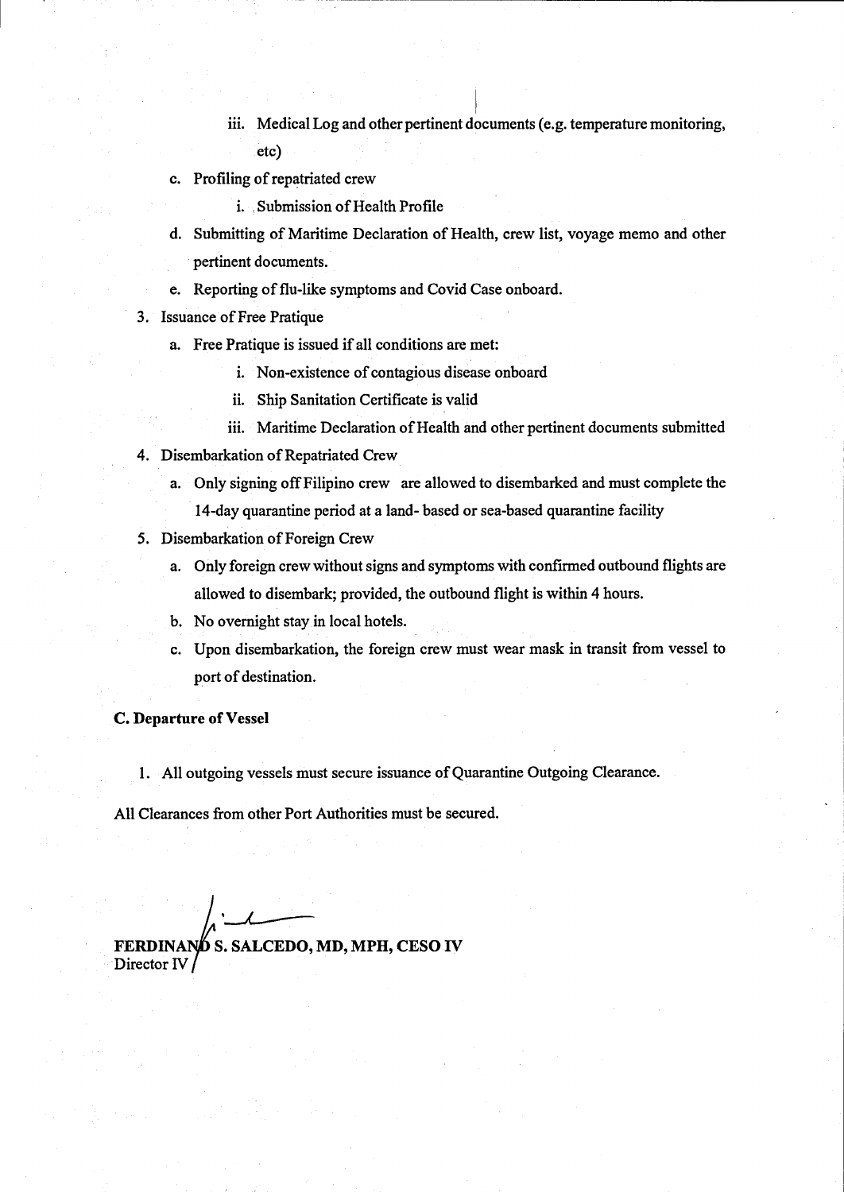iii. Medical Log and other pertinent documents (e.g. temperature monitoring, etc)

   c. Profiling of repatriated crew

      i. Submission of Health Profile

   d. Submitting of Maritime Declaration of Health, crew list, voyage memo and other pertinent documents.

   e. Reporting of flu-like symptoms and Covid Case onboard.

3. Issuance of Free Pratique

   a. Free Pratique is issued if all conditions are met:

      i. Non-existence of contagious disease onboard

      ii. Ship Sanitation Certificate is valid

      iii. Maritime Declaration of Health and other pertinent documents submitted

4. Disembarkation of Repatriated Crew

   a. Only signing off Filipino crew are allowed to disembarked and must complete the 14-day quarantine period at a land- based or sea-based quarantine facility

5. Disembarkation of Foreign Crew

   a. Only foreign crew without signs and symptoms with confirmed outbound flights are allowed to disembark; provided, the outbound flight is within 4 hours.

   b. No overnight stay in local hotels.

   c. Upon disembarkation, the foreign crew must wear mask in transit from vessel to port of destination.

**C. Departure of Vessel**

1. All outgoing vessels must secure issuance of Quarantine Outgoing Clearance.

All Clearances from other Port Authorities must be secured.

**FERDINAND S. SALCEDO, MD, MPH, CESO IV**
Director IV